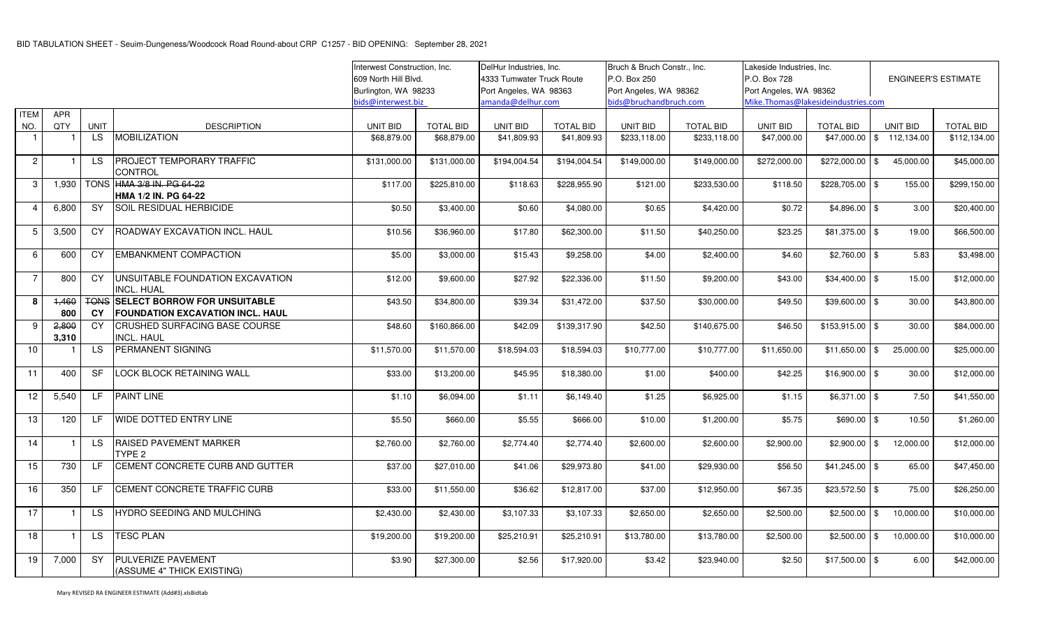BID TABULATION SHEET - Seuim-Dungeness/Woodcock Road Round-about CRP C1257 - BID OPENING: September 28, 2021

| ITEM NO. | APR QTY | UNIT | DESCRIPTION | Interwest Construction, Inc. 609 North Hill Blvd. Burlington, WA 98233 bids@interwest.biz | | DelHur Industries, Inc. 4333 Tumwater Truck Route Port Angeles, WA 98363 amanda@delhur.com | | Bruch & Bruch Constr., Inc. P.O. Box 250 Port Angeles, WA 98362 bids@bruchandbruch.com | | Lakeside Industries, Inc. P.O. Box 728 Port Angeles, WA 98362 Mike.Thomas@lakesideindustries.com | | ENGINEER'S ESTIMATE | |
|---|---|---|---|---|---|---|---|---|---|---|---|---|---|
| | | | | UNIT BID | TOTAL BID | UNIT BID | TOTAL BID | UNIT BID | TOTAL BID | UNIT BID | TOTAL BID | UNIT BID | TOTAL BID |
| 1 | 1 | LS | MOBILIZATION | $68,879.00 | $68,879.00 | $41,809.93 | $41,809.93 | $233,118.00 | $233,118.00 | $47,000.00 | $47,000.00 | $ 112,134.00 | $112,134.00 |
| 2 | 1 | LS | PROJECT TEMPORARY TRAFFIC CONTROL | $131,000.00 | $131,000.00 | $194,004.54 | $194,004.54 | $149,000.00 | $149,000.00 | $272,000.00 | $272,000.00 | $ 45,000.00 | $45,000.00 |
| 3 | 1,930 | TONS | ~~HMA 3/8 IN. PG 64-22~~ **HMA 1/2 IN. PG 64-22** | $117.00 | $225,810.00 | $118.63 | $228,955.90 | $121.00 | $233,530.00 | $118.50 | $228,705.00 | $ 155.00 | $299,150.00 |
| 4 | 6,800 | SY | SOIL RESIDUAL HERBICIDE | $0.50 | $3,400.00 | $0.60 | $4,080.00 | $0.65 | $4,420.00 | $0.72 | $4,896.00 | $ 3.00 | $20,400.00 |
| 5 | 3,500 | CY | ROADWAY EXCAVATION INCL. HAUL | $10.56 | $36,960.00 | $17.80 | $62,300.00 | $11.50 | $40,250.00 | $23.25 | $81,375.00 | $ 19.00 | $66,500.00 |
| 6 | 600 | CY | EMBANKMENT COMPACTION | $5.00 | $3,000.00 | $15.43 | $9,258.00 | $4.00 | $2,400.00 | $4.60 | $2,760.00 | $ 5.83 | $3,498.00 |
| 7 | 800 | CY | UNSUITABLE FOUNDATION EXCAVATION INCL. HUAL | $12.00 | $9,600.00 | $27.92 | $22,336.00 | $11.50 | $9,200.00 | $43.00 | $34,400.00 | $ 15.00 | $12,000.00 |
| **8** | ~~1,460~~ **800** | ~~TONS~~ **CY** | ~~**SELECT BORROW FOR UNSUITABLE**~~ **FOUNDATION EXCAVATION INCL. HAUL** | $43.50 | $34,800.00 | $39.34 | $31,472.00 | $37.50 | $30,000.00 | $49.50 | $39,600.00 | $ 30.00 | $43,800.00 |
| 9 | ~~2,800~~ **3,310** | CY | CRUSHED SURFACING BASE COURSE INCL. HAUL | $48.60 | $160,866.00 | $42.09 | $139,317.90 | $42.50 | $140,675.00 | $46.50 | $153,915.00 | $ 30.00 | $84,000.00 |
| 10 | 1 | LS | PERMANENT SIGNING | $11,570.00 | $11,570.00 | $18,594.03 | $18,594.03 | $10,777.00 | $10,777.00 | $11,650.00 | $11,650.00 | $ 25,000.00 | $25,000.00 |
| 11 | 400 | SF | LOCK BLOCK RETAINING WALL | $33.00 | $13,200.00 | $45.95 | $18,380.00 | $1.00 | $400.00 | $42.25 | $16,900.00 | $ 30.00 | $12,000.00 |
| 12 | 5,540 | LF | PAINT LINE | $1.10 | $6,094.00 | $1.11 | $6,149.40 | $1.25 | $6,925.00 | $1.15 | $6,371.00 | $ 7.50 | $41,550.00 |
| 13 | 120 | LF | WIDE DOTTED ENTRY LINE | $5.50 | $660.00 | $5.55 | $666.00 | $10.00 | $1,200.00 | $5.75 | $690.00 | $ 10.50 | $1,260.00 |
| 14 | 1 | LS | RAISED PAVEMENT MARKER TYPE 2 | $2,760.00 | $2,760.00 | $2,774.40 | $2,774.40 | $2,600.00 | $2,600.00 | $2,900.00 | $2,900.00 | $ 12,000.00 | $12,000.00 |
| 15 | 730 | LF | CEMENT CONCRETE CURB AND GUTTER | $37.00 | $27,010.00 | $41.06 | $29,973.80 | $41.00 | $29,930.00 | $56.50 | $41,245.00 | $ 65.00 | $47,450.00 |
| 16 | 350 | LF | CEMENT CONCRETE TRAFFIC CURB | $33.00 | $11,550.00 | $36.62 | $12,817.00 | $37.00 | $12,950.00 | $67.35 | $23,572.50 | $ 75.00 | $26,250.00 |
| 17 | 1 | LS | HYDRO SEEDING AND MULCHING | $2,430.00 | $2,430.00 | $3,107.33 | $3,107.33 | $2,650.00 | $2,650.00 | $2,500.00 | $2,500.00 | $ 10,000.00 | $10,000.00 |
| 18 | 1 | LS | TESC PLAN | $19,200.00 | $19,200.00 | $25,210.91 | $25,210.91 | $13,780.00 | $13,780.00 | $2,500.00 | $2,500.00 | $ 10,000.00 | $10,000.00 |
| 19 | 7,000 | SY | PULVERIZE PAVEMENT (ASSUME 4" THICK EXISTING) | $3.90 | $27,300.00 | $2.56 | $17,920.00 | $3.42 | $23,940.00 | $2.50 | $17,500.00 | $ 6.00 | $42,000.00 |

Mary REVISED RA ENGINEER ESTIMATE (Add#3).xlsBidtab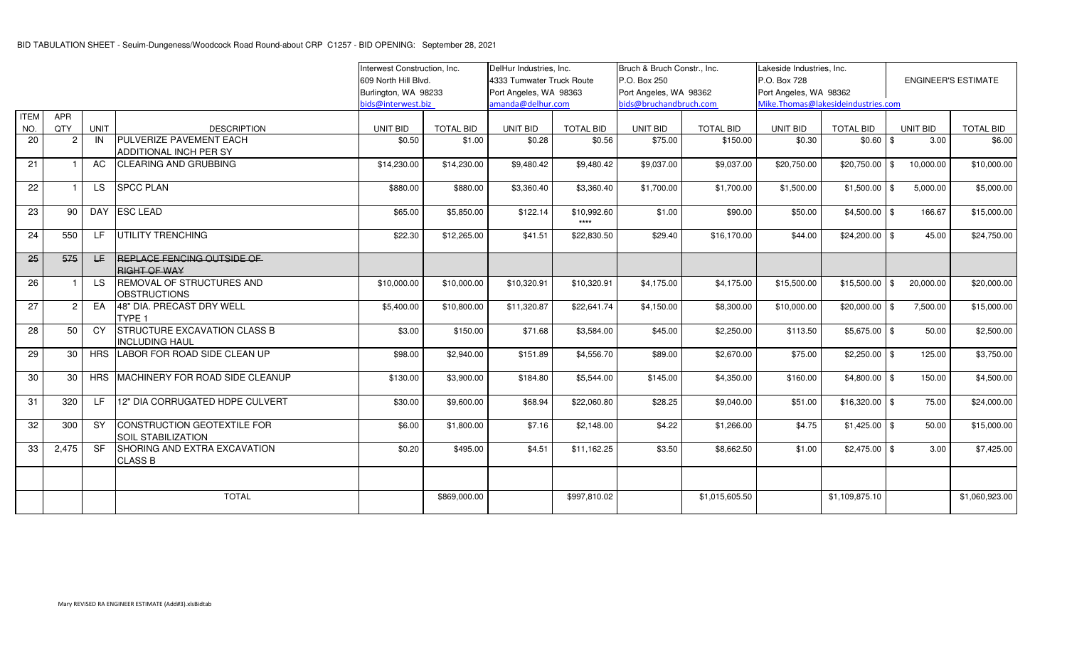BID TABULATION SHEET - Seuim-Dungeness/Woodcock Road Round-about CRP C1257 - BID OPENING: September 28, 2021

| | | | | Interwest Construction, Inc.<br>609 North Hill Blvd.<br>Burlington, WA 98233<br>bids@interwest.biz | | DelHur Industries, Inc.<br>4333 Tumwater Truck Route<br>Port Angeles, WA 98363<br>amanda@delhur.com | | Bruch & Bruch Constr., Inc.<br>P.O. Box 250<br>Port Angeles, WA 98362<br>bids@bruchandbruch.com | | Lakeside Industries, Inc.<br>P.O. Box 728<br>Port Angeles, WA 98362<br>Mike.Thomas@lakesideindustries.com | | ENGINEER'S ESTIMATE | |
|---|---|---|---|---|---|---|---|---|---|---|---|---|---|
| ITEM NO. | APR QTY | UNIT | DESCRIPTION | UNIT BID | TOTAL BID | UNIT BID | TOTAL BID | UNIT BID | TOTAL BID | UNIT BID | TOTAL BID | UNIT BID | TOTAL BID |
| 20 | 2 | IN | PULVERIZE PAVEMENT EACH ADDITIONAL INCH PER SY | $0.50 | $1.00 | $0.28 | $0.56 | $75.00 | $150.00 | $0.30 | $0.60 | $ 3.00 | $6.00 |
| 21 | 1 | AC | CLEARING AND GRUBBING | $14,230.00 | $14,230.00 | $9,480.42 | $9,480.42 | $9,037.00 | $9,037.00 | $20,750.00 | $20,750.00 | $ 10,000.00 | $10,000.00 |
| 22 | 1 | LS | SPCC PLAN | $880.00 | $880.00 | $3,360.40 | $3,360.40 | $1,700.00 | $1,700.00 | $1,500.00 | $1,500.00 | $ 5,000.00 | $5,000.00 |
| 23 | 90 | DAY | ESC LEAD | $65.00 | $5,850.00 | $122.14 | $10,992.60 **** | $1.00 | $90.00 | $50.00 | $4,500.00 | $ 166.67 | $15,000.00 |
| 24 | 550 | LF | UTILITY TRENCHING | $22.30 | $12,265.00 | $41.51 | $22,830.50 | $29.40 | $16,170.00 | $44.00 | $24,200.00 | $ 45.00 | $24,750.00 |
| ~~25~~ | ~~575~~ | ~~LF~~ | ~~REPLACE FENCING OUTSIDE OF RIGHT OF WAY~~ | | | | | | | | | | |
| 26 | 1 | LS | REMOVAL OF STRUCTURES AND OBSTRUCTIONS | $10,000.00 | $10,000.00 | $10,320.91 | $10,320.91 | $4,175.00 | $4,175.00 | $15,500.00 | $15,500.00 | $ 20,000.00 | $20,000.00 |
| 27 | 2 | EA | 48" DIA. PRECAST DRY WELL TYPE 1 | $5,400.00 | $10,800.00 | $11,320.87 | $22,641.74 | $4,150.00 | $8,300.00 | $10,000.00 | $20,000.00 | $ 7,500.00 | $15,000.00 |
| 28 | 50 | CY | STRUCTURE EXCAVATION CLASS B INCLUDING HAUL | $3.00 | $150.00 | $71.68 | $3,584.00 | $45.00 | $2,250.00 | $113.50 | $5,675.00 | $ 50.00 | $2,500.00 |
| 29 | 30 | HRS | LABOR FOR ROAD SIDE CLEAN UP | $98.00 | $2,940.00 | $151.89 | $4,556.70 | $89.00 | $2,670.00 | $75.00 | $2,250.00 | $ 125.00 | $3,750.00 |
| 30 | 30 | HRS | MACHINERY FOR ROAD SIDE CLEANUP | $130.00 | $3,900.00 | $184.80 | $5,544.00 | $145.00 | $4,350.00 | $160.00 | $4,800.00 | $ 150.00 | $4,500.00 |
| 31 | 320 | LF | 12" DIA CORRUGATED HDPE CULVERT | $30.00 | $9,600.00 | $68.94 | $22,060.80 | $28.25 | $9,040.00 | $51.00 | $16,320.00 | $ 75.00 | $24,000.00 |
| 32 | 300 | SY | CONSTRUCTION GEOTEXTILE FOR SOIL STABILIZATION | $6.00 | $1,800.00 | $7.16 | $2,148.00 | $4.22 | $1,266.00 | $4.75 | $1,425.00 | $ 50.00 | $15,000.00 |
| 33 | 2,475 | SF | SHORING AND EXTRA EXCAVATION CLASS B | $0.20 | $495.00 | $4.51 | $11,162.25 | $3.50 | $8,662.50 | $1.00 | $2,475.00 | $ 3.00 | $7,425.00 |
| | | | | | | | | | | | | | |
| | | | TOTAL | | $869,000.00 | | $997,810.02 | | $1,015,605.50 | | $1,109,875.10 | | $1,060,923.00 |

Mary REVISED RA ENGINEER ESTIMATE (Add#3).xlsBidtab